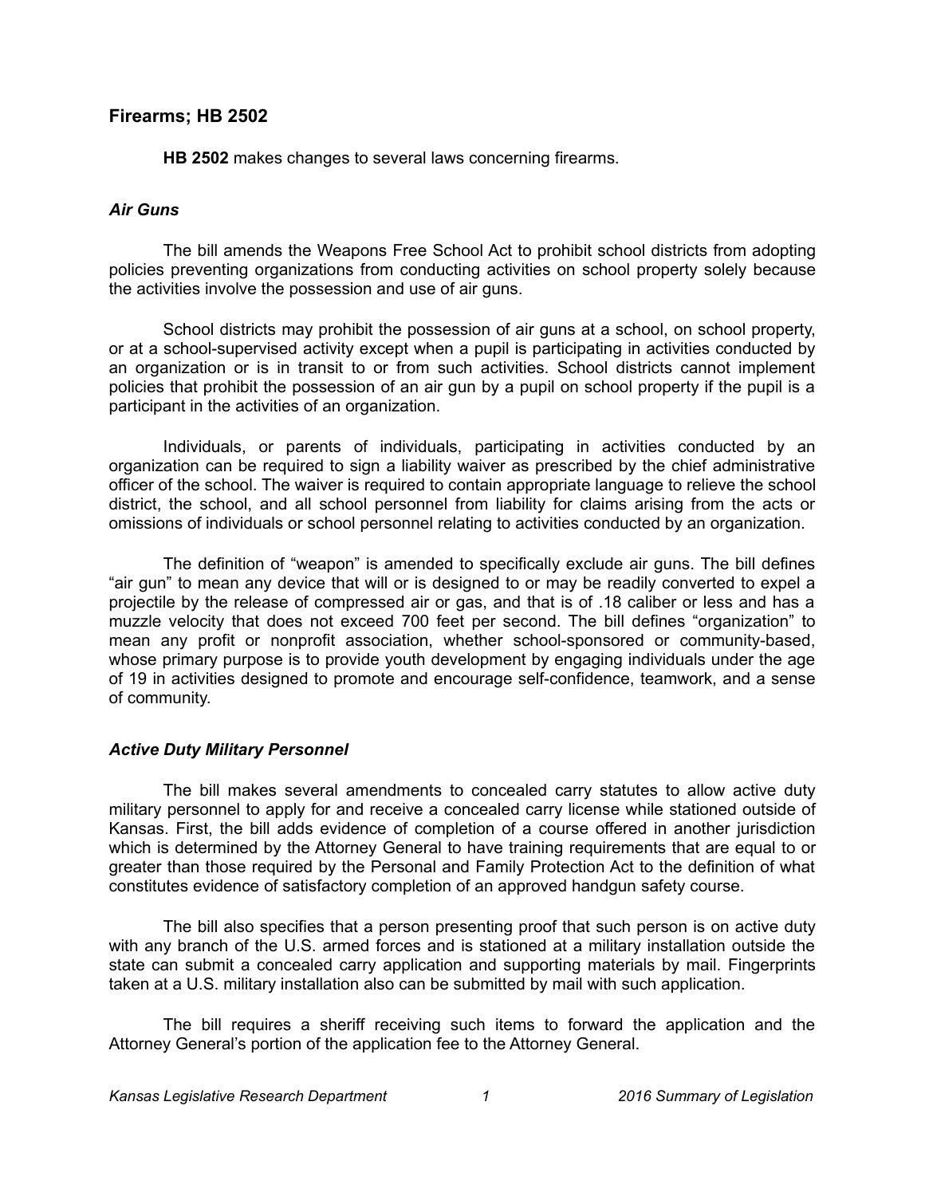## Firearms; HB 2502

**HB 2502** makes changes to several laws concerning firearms.

### *Air Guns*

The bill amends the Weapons Free School Act to prohibit school districts from adopting policies preventing organizations from conducting activities on school property solely because the activities involve the possession and use of air guns.

School districts may prohibit the possession of air guns at a school, on school property, or at a school-supervised activity except when a pupil is participating in activities conducted by an organization or is in transit to or from such activities. School districts cannot implement policies that prohibit the possession of an air gun by a pupil on school property if the pupil is a participant in the activities of an organization.

Individuals, or parents of individuals, participating in activities conducted by an organization can be required to sign a liability waiver as prescribed by the chief administrative officer of the school. The waiver is required to contain appropriate language to relieve the school district, the school, and all school personnel from liability for claims arising from the acts or omissions of individuals or school personnel relating to activities conducted by an organization.

The definition of "weapon" is amended to specifically exclude air guns. The bill defines "air gun" to mean any device that will or is designed to or may be readily converted to expel a projectile by the release of compressed air or gas, and that is of .18 caliber or less and has a muzzle velocity that does not exceed 700 feet per second. The bill defines "organization" to mean any profit or nonprofit association, whether school-sponsored or community-based, whose primary purpose is to provide youth development by engaging individuals under the age of 19 in activities designed to promote and encourage self-confidence, teamwork, and a sense of community.

### *Active Duty Military Personnel*

The bill makes several amendments to concealed carry statutes to allow active duty military personnel to apply for and receive a concealed carry license while stationed outside of Kansas. First, the bill adds evidence of completion of a course offered in another jurisdiction which is determined by the Attorney General to have training requirements that are equal to or greater than those required by the Personal and Family Protection Act to the definition of what constitutes evidence of satisfactory completion of an approved handgun safety course.

The bill also specifies that a person presenting proof that such person is on active duty with any branch of the U.S. armed forces and is stationed at a military installation outside the state can submit a concealed carry application and supporting materials by mail. Fingerprints taken at a U.S. military installation also can be submitted by mail with such application.

The bill requires a sheriff receiving such items to forward the application and the Attorney General's portion of the application fee to the Attorney General.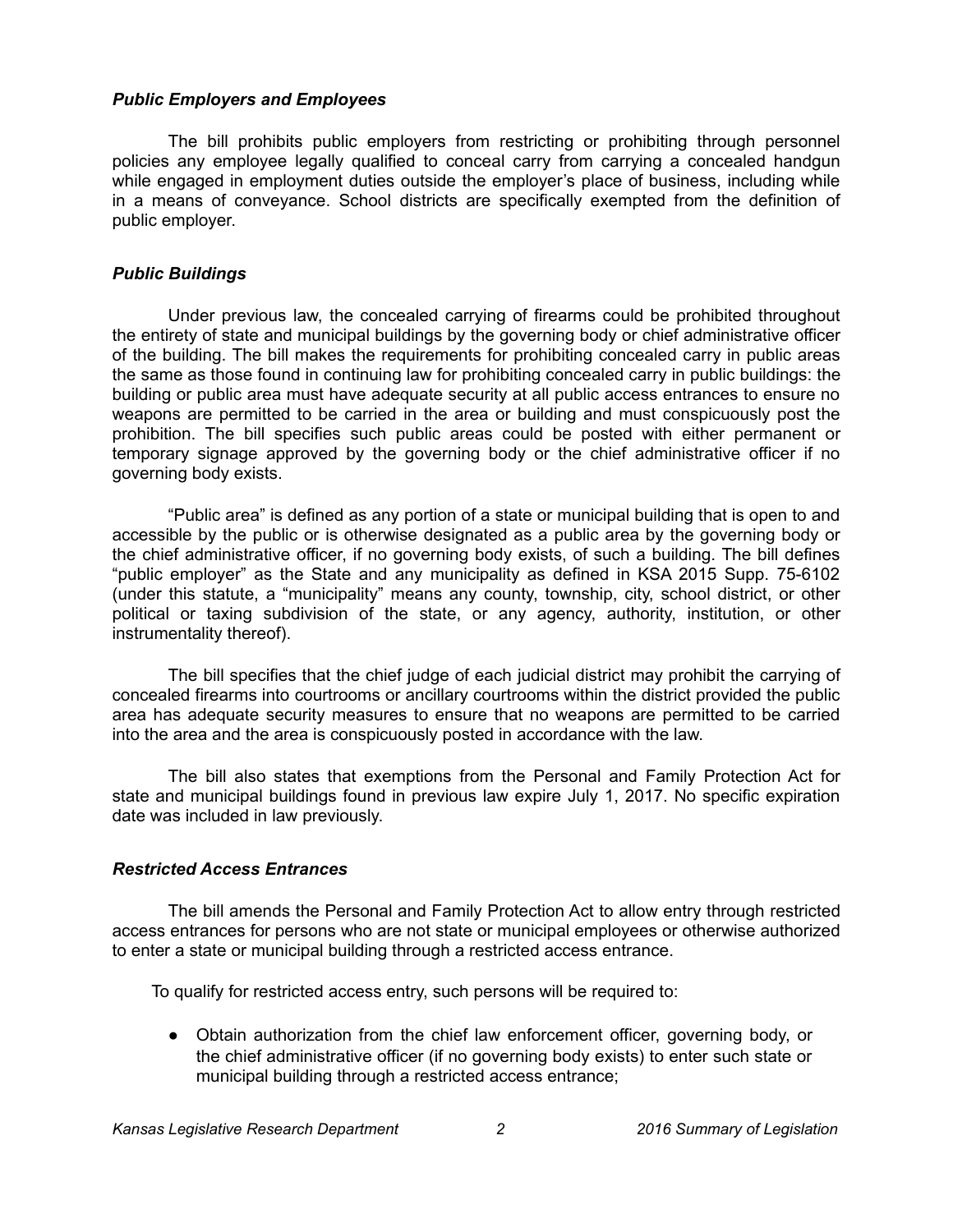### *Public Employers and Employees*

The bill prohibits public employers from restricting or prohibiting through personnel policies any employee legally qualified to conceal carry from carrying a concealed handgun while engaged in employment duties outside the employer's place of business, including while in a means of conveyance. School districts are specifically exempted from the definition of public employer.

### *Public Buildings*

Under previous law, the concealed carrying of firearms could be prohibited throughout the entirety of state and municipal buildings by the governing body or chief administrative officer of the building. The bill makes the requirements for prohibiting concealed carry in public areas the same as those found in continuing law for prohibiting concealed carry in public buildings: the building or public area must have adequate security at all public access entrances to ensure no weapons are permitted to be carried in the area or building and must conspicuously post the prohibition. The bill specifies such public areas could be posted with either permanent or temporary signage approved by the governing body or the chief administrative officer if no governing body exists.

"Public area" is defined as any portion of a state or municipal building that is open to and accessible by the public or is otherwise designated as a public area by the governing body or the chief administrative officer, if no governing body exists, of such a building. The bill defines "public employer" as the State and any municipality as defined in KSA 2015 Supp. 75-6102 (under this statute, a "municipality" means any county, township, city, school district, or other political or taxing subdivision of the state, or any agency, authority, institution, or other instrumentality thereof).

The bill specifies that the chief judge of each judicial district may prohibit the carrying of concealed firearms into courtrooms or ancillary courtrooms within the district provided the public area has adequate security measures to ensure that no weapons are permitted to be carried into the area and the area is conspicuously posted in accordance with the law.

The bill also states that exemptions from the Personal and Family Protection Act for state and municipal buildings found in previous law expire July 1, 2017. No specific expiration date was included in law previously.

### *Restricted Access Entrances*

The bill amends the Personal and Family Protection Act to allow entry through restricted access entrances for persons who are not state or municipal employees or otherwise authorized to enter a state or municipal building through a restricted access entrance.

To qualify for restricted access entry, such persons will be required to:

- Obtain authorization from the chief law enforcement officer, governing body, or the chief administrative officer (if no governing body exists) to enter such state or municipal building through a restricted access entrance;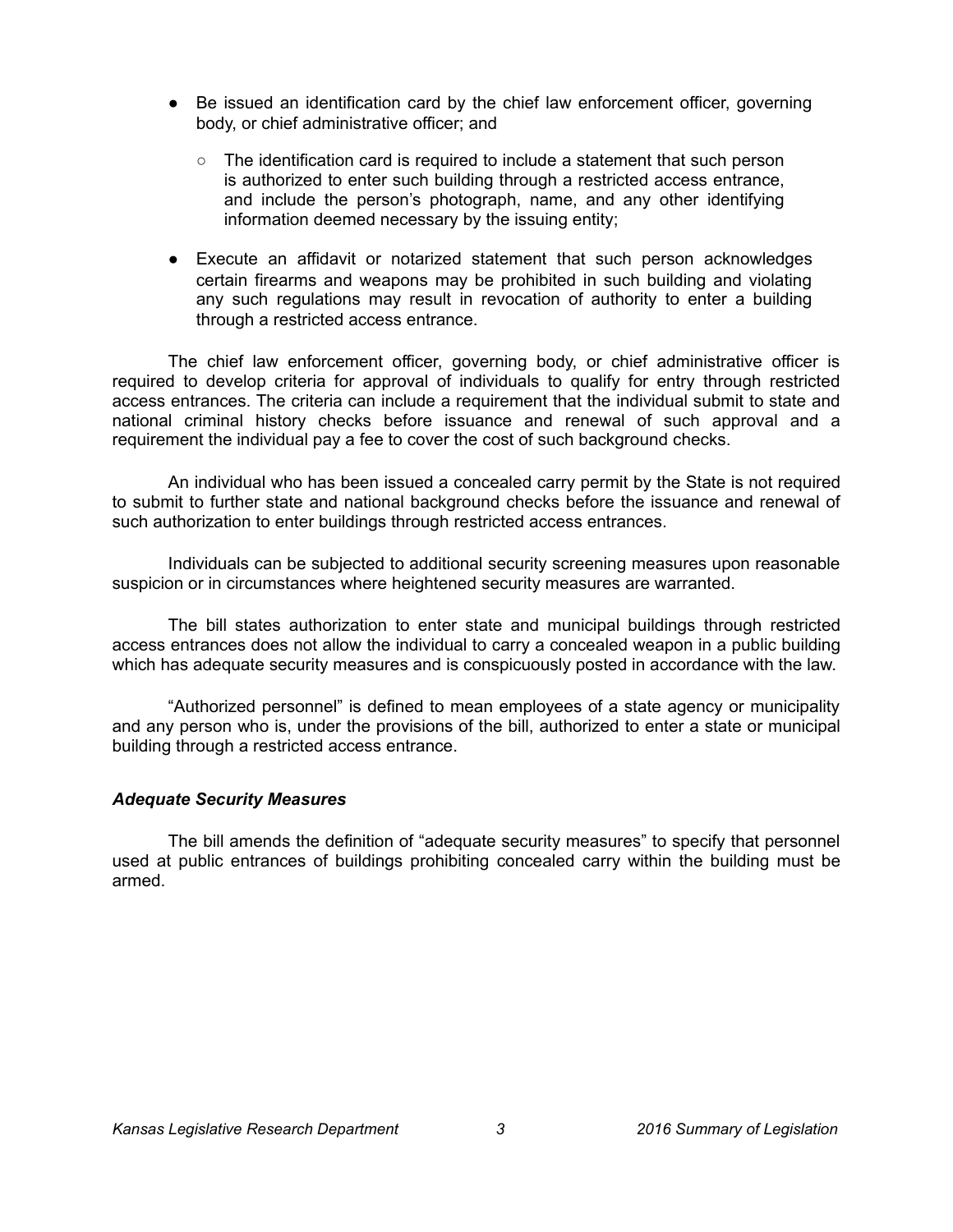- Be issued an identification card by the chief law enforcement officer, governing body, or chief administrative officer; and
  - The identification card is required to include a statement that such person is authorized to enter such building through a restricted access entrance, and include the person's photograph, name, and any other identifying information deemed necessary by the issuing entity;
- Execute an affidavit or notarized statement that such person acknowledges certain firearms and weapons may be prohibited in such building and violating any such regulations may result in revocation of authority to enter a building through a restricted access entrance.

The chief law enforcement officer, governing body, or chief administrative officer is required to develop criteria for approval of individuals to qualify for entry through restricted access entrances. The criteria can include a requirement that the individual submit to state and national criminal history checks before issuance and renewal of such approval and a requirement the individual pay a fee to cover the cost of such background checks.

An individual who has been issued a concealed carry permit by the State is not required to submit to further state and national background checks before the issuance and renewal of such authorization to enter buildings through restricted access entrances.

Individuals can be subjected to additional security screening measures upon reasonable suspicion or in circumstances where heightened security measures are warranted.

The bill states authorization to enter state and municipal buildings through restricted access entrances does not allow the individual to carry a concealed weapon in a public building which has adequate security measures and is conspicuously posted in accordance with the law.

"Authorized personnel" is defined to mean employees of a state agency or municipality and any person who is, under the provisions of the bill, authorized to enter a state or municipal building through a restricted access entrance.

***Adequate Security Measures***

The bill amends the definition of "adequate security measures" to specify that personnel used at public entrances of buildings prohibiting concealed carry within the building must be armed.